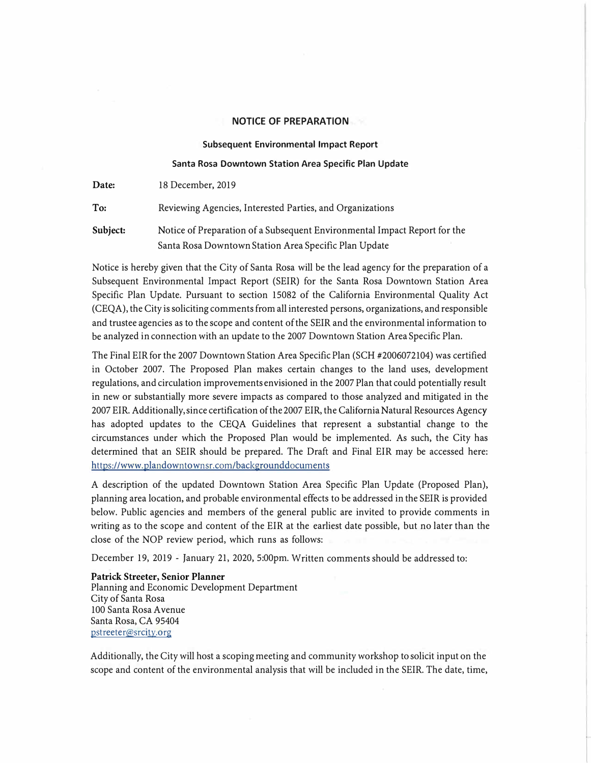# NOTICE OF PREPARATION

## Subsequent Environmental Impact Report

## Santa Rosa Downtown Station Area Specific Plan Update

**Date:** 18 December, 2019

**To:** Reviewing Agencies, Interested Parties, and Organizations

**Subject:** Notice of Preparation of a Subsequent Environmental Impact Report for the Santa Rosa Downtown Station Area Specific Plan Update

Notice is hereby given that the City of Santa Rosa will be the lead agency for the preparation of a Subsequent Environmental Impact Report (SEIR) for the Santa Rosa Downtown Station Area Specific Plan Update. Pursuant to section 15082 of the California Environmental Quality Act (CEQA), the City is soliciting comments from all interested persons, organizations, and responsible and trustee agencies as to the scope and content of the SEIR and the environmental information to be analyzed in connection with an update to the 2007 Downtown Station Area Specific Plan.

The Final EIR for the 2007 Downtown Station Area Specific Plan (SCH #2006072104) was certified in October 2007. The Proposed Plan makes certain changes to the land uses, development regulations, and circulation improvements envisioned in the 2007 Plan that could potentially result in new or substantially more severe impacts as compared to those analyzed and mitigated in the 2007 EIR. Additionally, since certification of the 2007 EIR, the California Natural Resources Agency has adopted updates to the CEQA Guidelines that represent a substantial change to the circumstances under which the Proposed Plan would be implemented. As such, the City has determined that an SEIR should be prepared. The Draft and Final EIR may be accessed here: https://www.plandowntownsr.com/backgrounddocuments

A description of the updated Downtown Station Area Specific Plan Update (Proposed Plan), planning area location, and probable environmental effects to be addressed in the SEIR is provided below. Public agencies and members of the general public are invited to provide comments in writing as to the scope and content of the EIR at the earliest date possible, but no later than the close of the NOP review period, which runs as follows:

December 19, 2019 - January 21, 2020, 5:00pm. Written comments should be addressed to:

**Patrick Streeter, Senior Planner**
Planning and Economic Development Department
City of Santa Rosa
100 Santa Rosa Avenue
Santa Rosa, CA 95404
pstreeter@srcity.org

Additionally, the City will host a scoping meeting and community workshop to solicit input on the scope and content of the environmental analysis that will be included in the SEIR. The date, time,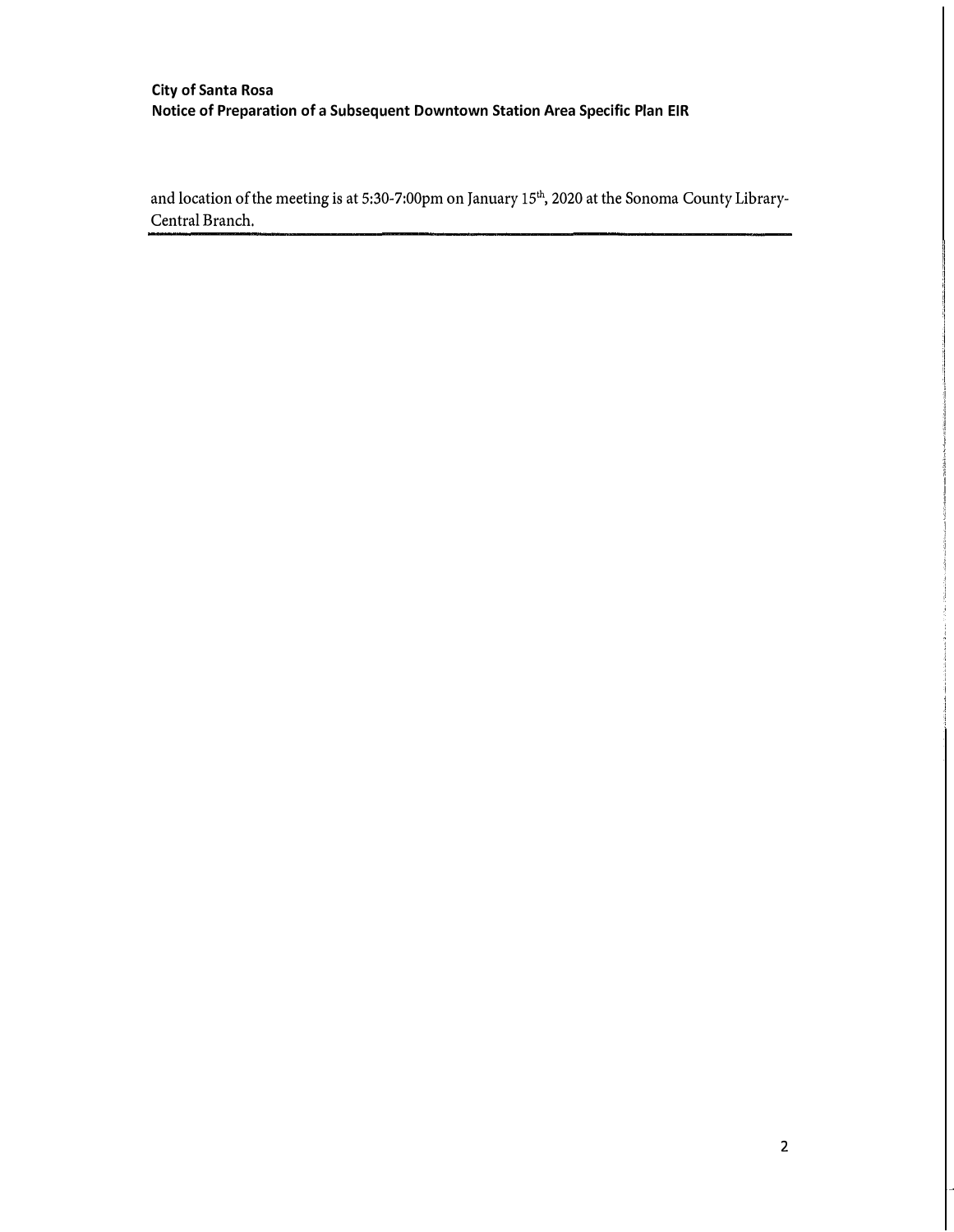and location of the meeting is at 5:30-7:00pm on January 15th, 2020 at the Sonoma County Library-Central Branch.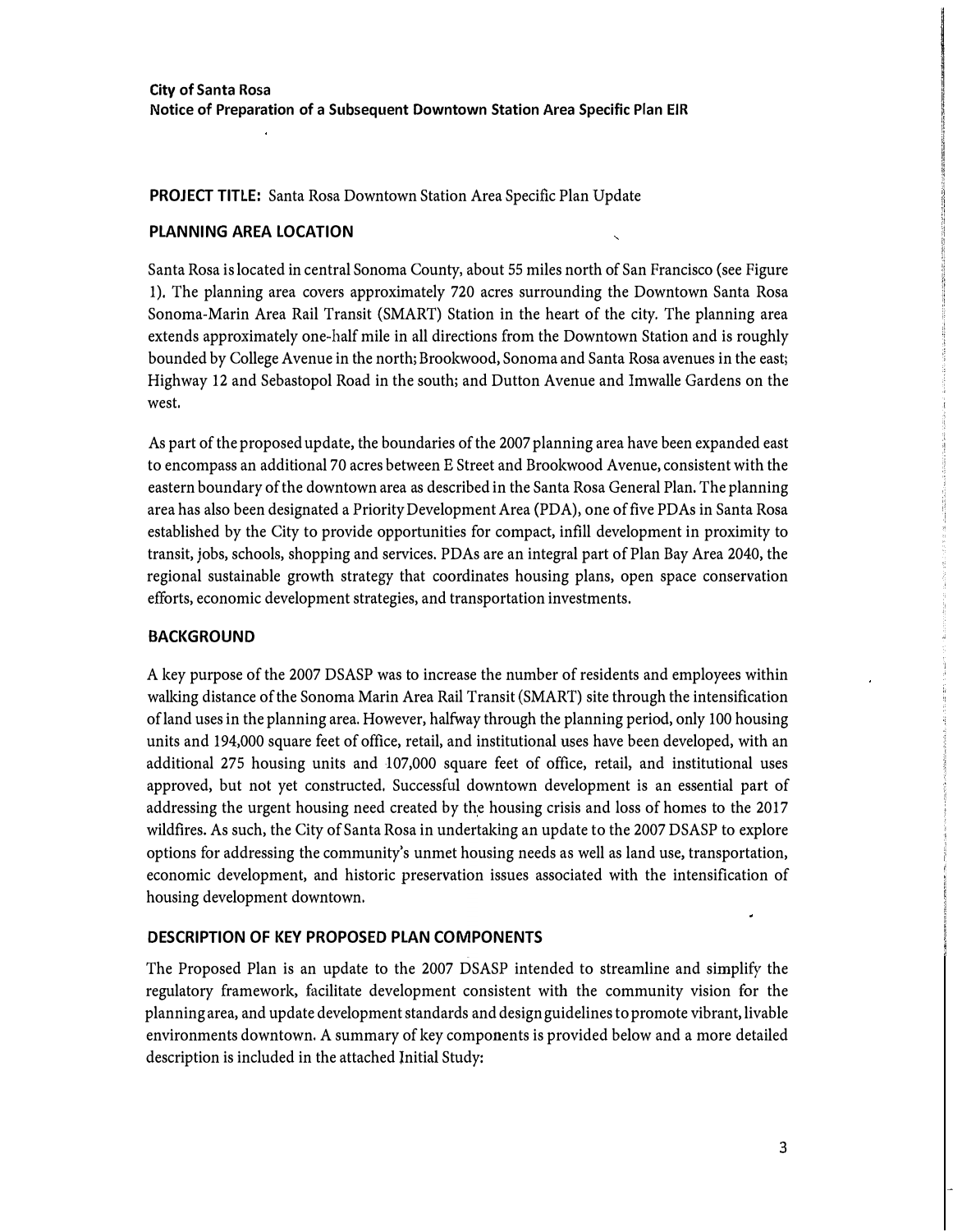**City of Santa Rosa**
**Notice of Preparation of a Subsequent Downtown Station Area Specific Plan EIR**

**PROJECT TITLE:** Santa Rosa Downtown Station Area Specific Plan Update

## PLANNING AREA LOCATION

Santa Rosa is located in central Sonoma County, about 55 miles north of San Francisco (see Figure 1). The planning area covers approximately 720 acres surrounding the Downtown Santa Rosa Sonoma-Marin Area Rail Transit (SMART) Station in the heart of the city. The planning area extends approximately one-half mile in all directions from the Downtown Station and is roughly bounded by College Avenue in the north; Brookwood, Sonoma and Santa Rosa avenues in the east; Highway 12 and Sebastopol Road in the south; and Dutton Avenue and Imwalle Gardens on the west.

As part of the proposed update, the boundaries of the 2007 planning area have been expanded east to encompass an additional 70 acres between E Street and Brookwood Avenue, consistent with the eastern boundary of the downtown area as described in the Santa Rosa General Plan. The planning area has also been designated a Priority Development Area (PDA), one of five PDAs in Santa Rosa established by the City to provide opportunities for compact, infill development in proximity to transit, jobs, schools, shopping and services. PDAs are an integral part of Plan Bay Area 2040, the regional sustainable growth strategy that coordinates housing plans, open space conservation efforts, economic development strategies, and transportation investments.

## BACKGROUND

A key purpose of the 2007 DSASP was to increase the number of residents and employees within walking distance of the Sonoma Marin Area Rail Transit (SMART) site through the intensification of land uses in the planning area. However, halfway through the planning period, only 100 housing units and 194,000 square feet of office, retail, and institutional uses have been developed, with an additional 275 housing units and 107,000 square feet of office, retail, and institutional uses approved, but not yet constructed. Successful downtown development is an essential part of addressing the urgent housing need created by the housing crisis and loss of homes to the 2017 wildfires. As such, the City of Santa Rosa in undertaking an update to the 2007 DSASP to explore options for addressing the community's unmet housing needs as well as land use, transportation, economic development, and historic preservation issues associated with the intensification of housing development downtown.

## DESCRIPTION OF KEY PROPOSED PLAN COMPONENTS

The Proposed Plan is an update to the 2007 DSASP intended to streamline and simplify the regulatory framework, facilitate development consistent with the community vision for the planning area, and update development standards and design guidelines to promote vibrant, livable environments downtown. A summary of key components is provided below and a more detailed description is included in the attached Initial Study: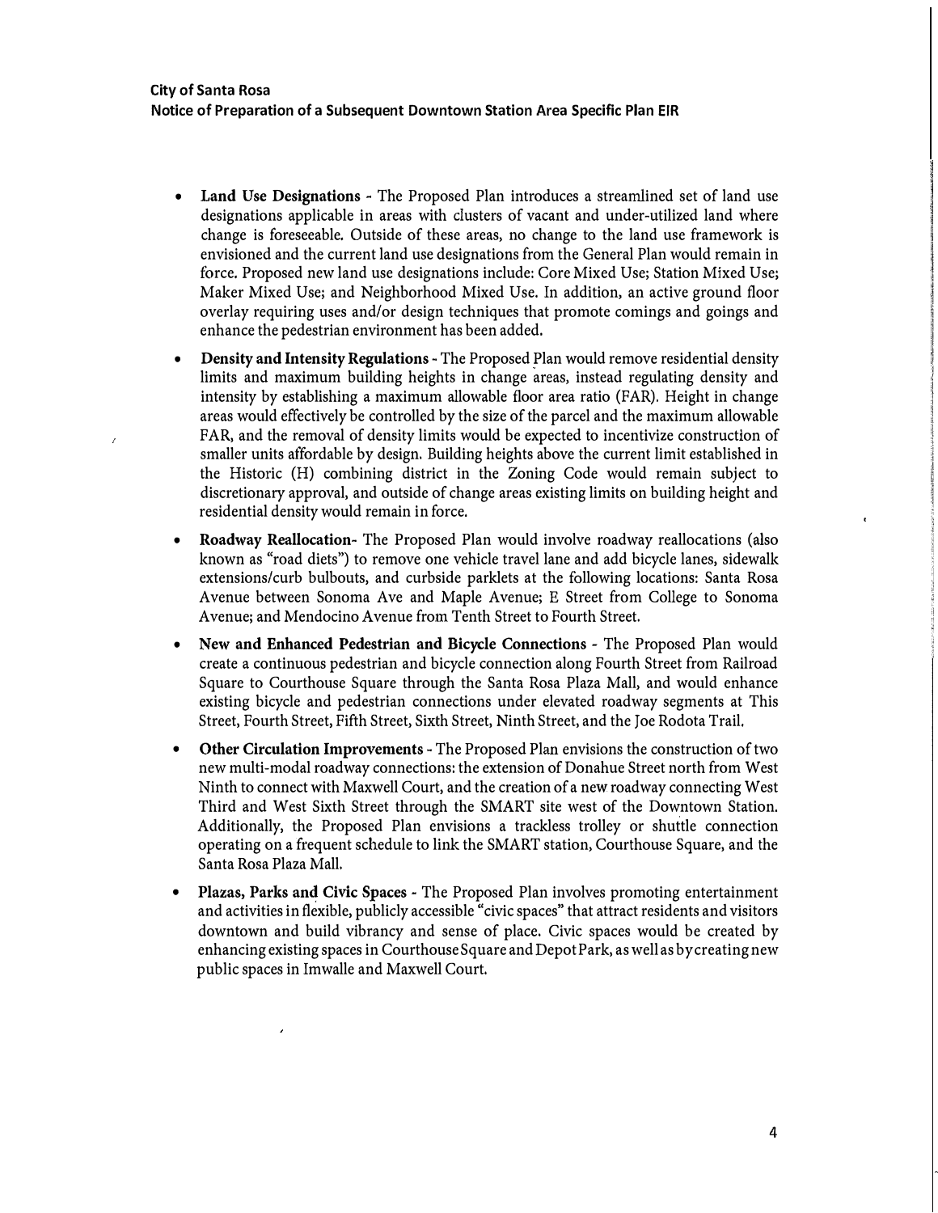- **Land Use Designations** - The Proposed Plan introduces a streamlined set of land use designations applicable in areas with clusters of vacant and under-utilized land where change is foreseeable. Outside of these areas, no change to the land use framework is envisioned and the current land use designations from the General Plan would remain in force. Proposed new land use designations include: Core Mixed Use; Station Mixed Use; Maker Mixed Use; and Neighborhood Mixed Use. In addition, an active ground floor overlay requiring uses and/or design techniques that promote comings and goings and enhance the pedestrian environment has been added.

- **Density and Intensity Regulations** - The Proposed Plan would remove residential density limits and maximum building heights in change areas, instead regulating density and intensity by establishing a maximum allowable floor area ratio (FAR). Height in change areas would effectively be controlled by the size of the parcel and the maximum allowable FAR, and the removal of density limits would be expected to incentivize construction of smaller units affordable by design. Building heights above the current limit established in the Historic (H) combining district in the Zoning Code would remain subject to discretionary approval, and outside of change areas existing limits on building height and residential density would remain in force.

- **Roadway Reallocation**- The Proposed Plan would involve roadway reallocations (also known as "road diets") to remove one vehicle travel lane and add bicycle lanes, sidewalk extensions/curb bulbouts, and curbside parklets at the following locations: Santa Rosa Avenue between Sonoma Ave and Maple Avenue; E Street from College to Sonoma Avenue; and Mendocino Avenue from Tenth Street to Fourth Street.

- **New and Enhanced Pedestrian and Bicycle Connections** - The Proposed Plan would create a continuous pedestrian and bicycle connection along Fourth Street from Railroad Square to Courthouse Square through the Santa Rosa Plaza Mall, and would enhance existing bicycle and pedestrian connections under elevated roadway segments at This Street, Fourth Street, Fifth Street, Sixth Street, Ninth Street, and the Joe Rodota Trail.

- **Other Circulation Improvements** - The Proposed Plan envisions the construction of two new multi-modal roadway connections: the extension of Donahue Street north from West Ninth to connect with Maxwell Court, and the creation of a new roadway connecting West Third and West Sixth Street through the SMART site west of the Downtown Station. Additionally, the Proposed Plan envisions a trackless trolley or shuttle connection operating on a frequent schedule to link the SMART station, Courthouse Square, and the Santa Rosa Plaza Mall.

- **Plazas, Parks and Civic Spaces** - The Proposed Plan involves promoting entertainment and activities in flexible, publicly accessible "civic spaces" that attract residents and visitors downtown and build vibrancy and sense of place. Civic spaces would be created by enhancing existing spaces in Courthouse Square and Depot Park, as well as by creating new public spaces in Imwalle and Maxwell Court.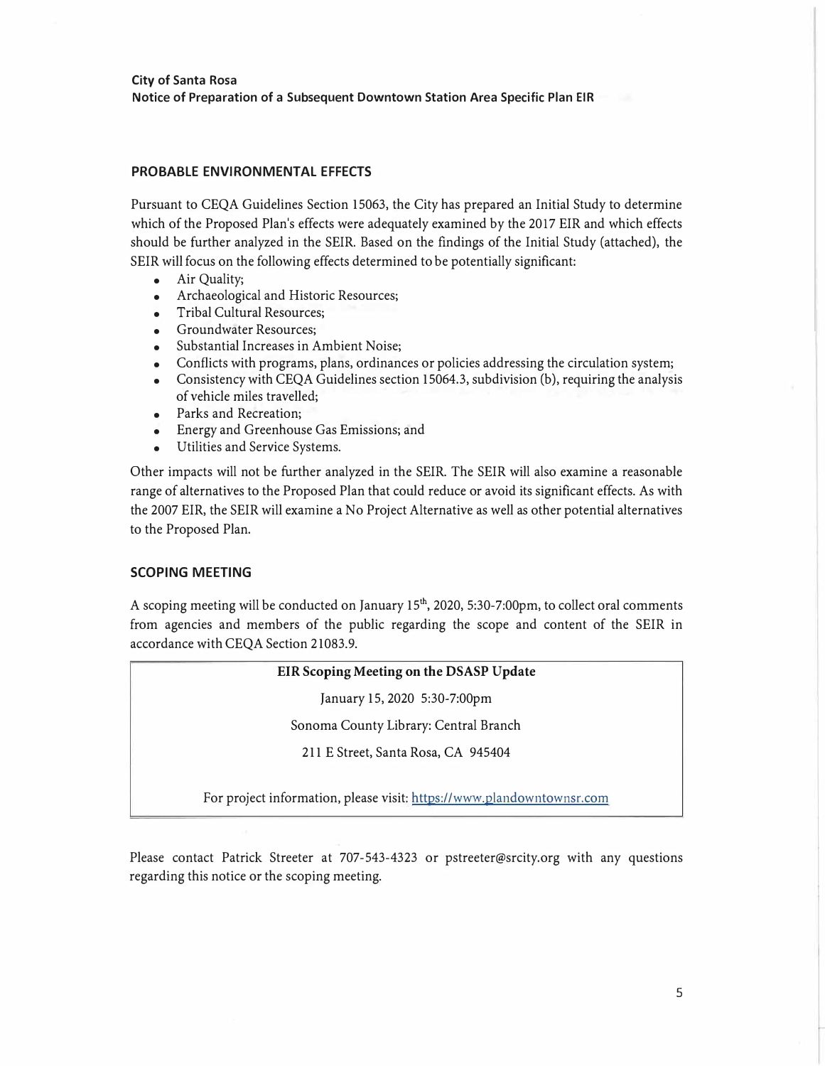## PROBABLE ENVIRONMENTAL EFFECTS

Pursuant to CEQA Guidelines Section 15063, the City has prepared an Initial Study to determine which of the Proposed Plan's effects were adequately examined by the 2017 EIR and which effects should be further analyzed in the SEIR. Based on the findings of the Initial Study (attached), the SEIR will focus on the following effects determined to be potentially significant:

- Air Quality;
- Archaeological and Historic Resources;
- Tribal Cultural Resources;
- Groundwater Resources;
- Substantial Increases in Ambient Noise;
- Conflicts with programs, plans, ordinances or policies addressing the circulation system;
- Consistency with CEQA Guidelines section 15064.3, subdivision (b), requiring the analysis of vehicle miles travelled;
- Parks and Recreation;
- Energy and Greenhouse Gas Emissions; and
- Utilities and Service Systems.

Other impacts will not be further analyzed in the SEIR. The SEIR will also examine a reasonable range of alternatives to the Proposed Plan that could reduce or avoid its significant effects. As with the 2007 EIR, the SEIR will examine a No Project Alternative as well as other potential alternatives to the Proposed Plan.

## SCOPING MEETING

A scoping meeting will be conducted on January 15th, 2020, 5:30-7:00pm, to collect oral comments from agencies and members of the public regarding the scope and content of the SEIR in accordance with CEQA Section 21083.9.

**EIR Scoping Meeting on the DSASP Update**

January 15, 2020 5:30-7:00pm

Sonoma County Library: Central Branch

211 E Street, Santa Rosa, CA 945404

For project information, please visit: https://www.plandowntownsr.com

Please contact Patrick Streeter at 707-543-4323 or pstreeter@srcity.org with any questions regarding this notice or the scoping meeting.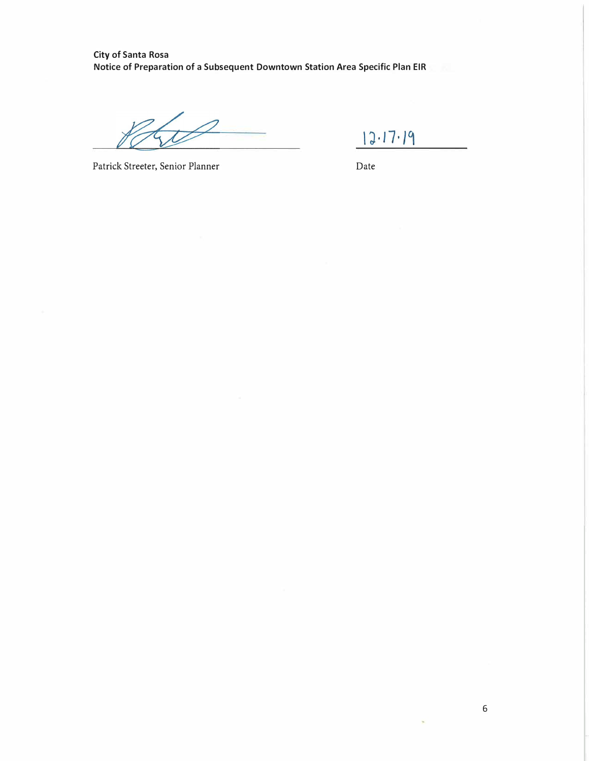City of Santa Rosa
Notice of Preparation of a Subsequent Downtown Station Area Specific Plan EIR

12.17.19

Patrick Streeter, Senior Planner

Date